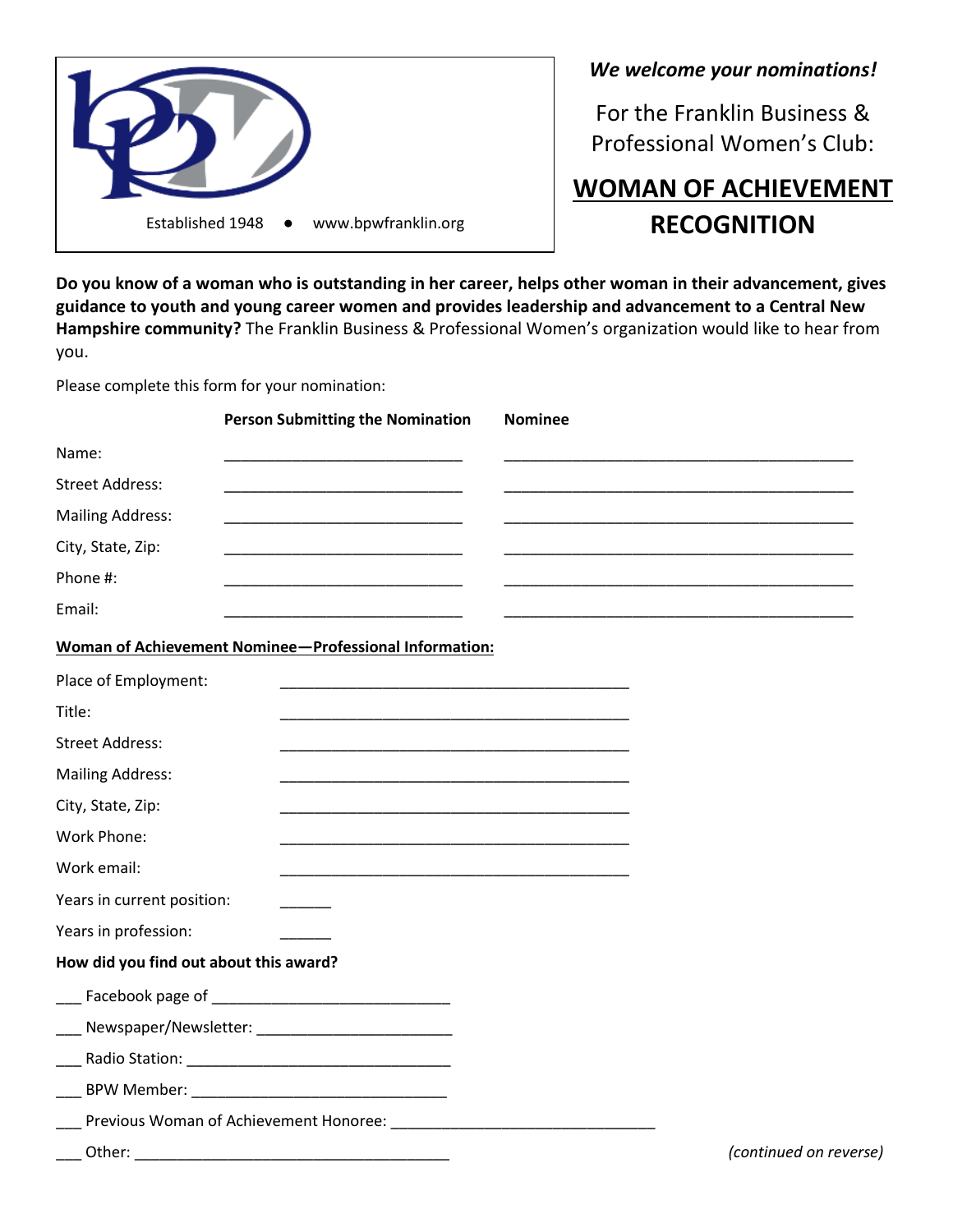Established 1948 ● www.bpwfranklin.org

***We welcome your nominations!***

For the Franklin Business & Professional Women's Club:

# <u>WOMAN OF ACHIEVEMENT</u> RECOGNITION

**Do you know of a woman who is outstanding in her career, helps other woman in their advancement, gives guidance to youth and young career women and provides leadership and advancement to a Central New Hampshire community?** The Franklin Business & Professional Women's organization would like to hear from you.

Please complete this form for your nomination:

| | **Person Submitting the Nomination** | **Nominee** |
|---|---|---|
| Name: | ____________________________ | __________________________________________ |
| Street Address: | ____________________________ | __________________________________________ |
| Mailing Address: | ____________________________ | __________________________________________ |
| City, State, Zip: | ____________________________ | __________________________________________ |
| Phone #: | ____________________________ | __________________________________________ |
| Email: | ____________________________ | __________________________________________ |

**<u>Woman of Achievement Nominee—Professional Information:</u>**

Place of Employment: __________________________________________

Title: __________________________________________

Street Address: __________________________________________

Mailing Address: __________________________________________

City, State, Zip: __________________________________________

Work Phone: __________________________________________

Work email: __________________________________________

Years in current position: ______

Years in profession: ______

**How did you find out about this award?**

___ Facebook page of ____________________________

___ Newspaper/Newsletter: _______________________

___ Radio Station: ______________________________

___ BPW Member: ______________________________

___ Previous Woman of Achievement Honoree: _______________________________

___ Other: _____________________________________

*(continued on reverse)*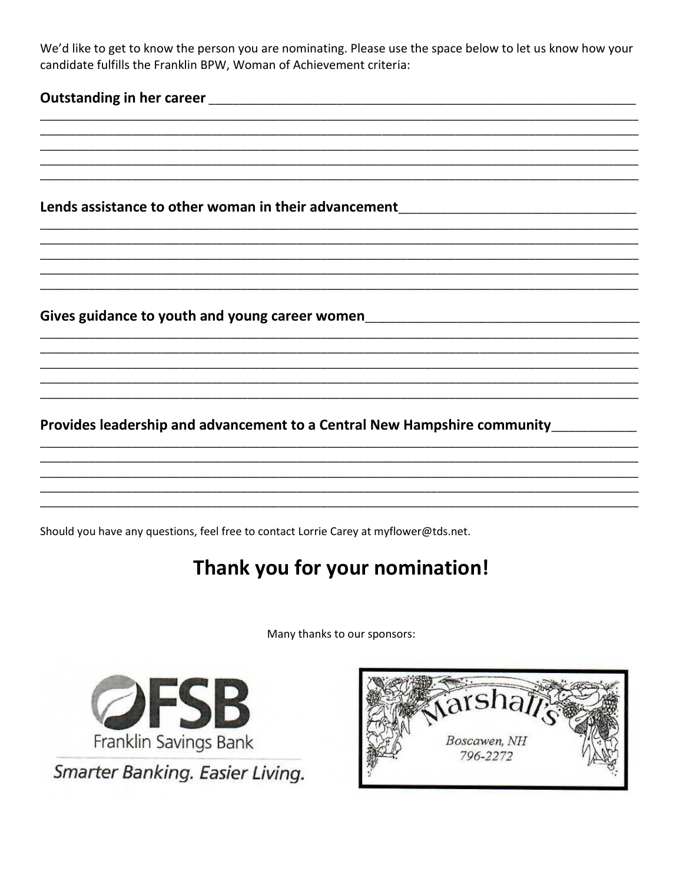We'd like to get to know the person you are nominating. Please use the space below to let us know how your candidate fulfills the Franklin BPW, Woman of Achievement criteria:

**Outstanding in her career** ________________________________________________________________

________________________________________________________________________________________

________________________________________________________________________________________

________________________________________________________________________________________

________________________________________________________________________________________

________________________________________________________________________________________

**Lends assistance to other woman in their advancement**________________________________

________________________________________________________________________________________

________________________________________________________________________________________

________________________________________________________________________________________

________________________________________________________________________________________

________________________________________________________________________________________

**Gives guidance to youth and young career women**_______________________________________

________________________________________________________________________________________

________________________________________________________________________________________

________________________________________________________________________________________

________________________________________________________________________________________

________________________________________________________________________________________

**Provides leadership and advancement to a Central New Hampshire community**___________

________________________________________________________________________________________

________________________________________________________________________________________

________________________________________________________________________________________

________________________________________________________________________________________

________________________________________________________________________________________

Should you have any questions, feel free to contact Lorrie Carey at myflower@tds.net.

# Thank you for your nomination!

Many thanks to our sponsors:

FSB
Franklin Savings Bank
*Smarter Banking. Easier Living.*

Marshall's
*Boscawen, NH*
*796-2272*